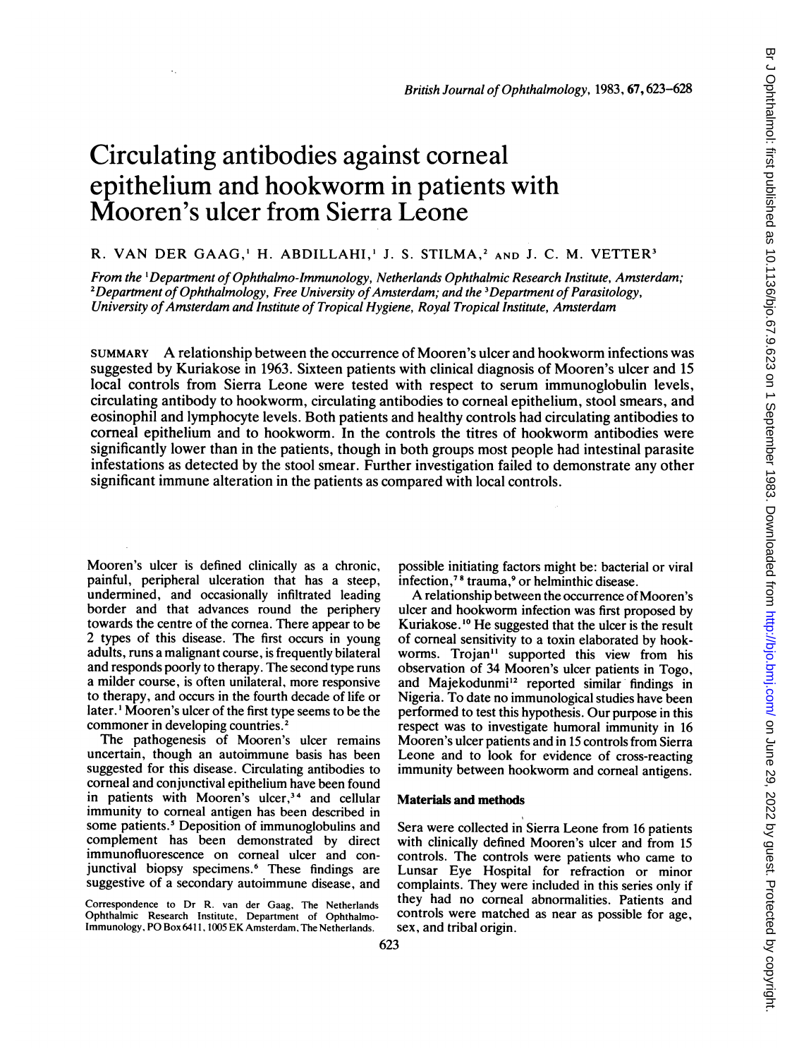# Circulating antibodies against corneal epithelium and hookworm in patients with Mooren's ulcer from Sierra Leone

R. VAN DER GAAG,[1] H. ABDILLAHI,[1] J. S. STILMA,[2] AND J. C. M. VETTER[3]

*From the [1]Department of Ophthalmo-Immunology, Netherlands Ophthalmic Research Institute, Amsterdam; [2]Department of Ophthalmology, Free University of Amsterdam; and the [3]Department of Parasitology, University of Amsterdam and Institute of Tropical Hygiene, Royal Tropical Institute, Amsterdam*

SUMMARY A relationship between the occurrence of Mooren's ulcer and hookworm infections was suggested by Kuriakose in 1963. Sixteen patients with clinical diagnosis of Mooren's ulcer and 15 local controls from Sierra Leone were tested with respect to serum immunoglobulin levels, circulating antibody to hookworm, circulating antibodies to corneal epithelium, stool smears, and eosinophil and lymphocyte levels. Both patients and healthy controls had circulating antibodies to corneal epithelium and to hookworm. In the controls the titres of hookworm antibodies were significantly lower than in the patients, though in both groups most people had intestinal parasite infestations as detected by the stool smear. Further investigation failed to demonstrate any other significant immune alteration in the patients as compared with local controls.

Mooren's ulcer is defined clinically as a chronic, painful, peripheral ulceration that has a steep, undermined, and occasionally infiltrated leading border and that advances round the periphery towards the centre of the cornea. There appear to be 2 types of this disease. The first occurs in young adults, runs a malignant course, is frequently bilateral and responds poorly to therapy. The second type runs a milder course, is often unilateral, more responsive to therapy, and occurs in the fourth decade of life or later.[1] Mooren's ulcer of the first type seems to be the commoner in developing countries.[2]

The pathogenesis of Mooren's ulcer remains uncertain, though an autoimmune basis has been suggested for this disease. Circulating antibodies to corneal and conjunctival epithelium have been found in patients with Mooren's ulcer,[3,4] and cellular immunity to corneal antigen has been described in some patients.[5] Deposition of immunoglobulins and complement has been demonstrated by direct immunofluorescence on corneal ulcer and conjunctival biopsy specimens.[6] These findings are suggestive of a secondary autoimmune disease, and possible initiating factors might be: bacterial or viral infection,[7,8] trauma,[9] or helminthic disease.

A relationship between the occurrence of Mooren's ulcer and hookworm infection was first proposed by Kuriakose.[10] He suggested that the ulcer is the result of corneal sensitivity to a toxin elaborated by hookworms. Trojan[11] supported this view from his observation of 34 Mooren's ulcer patients in Togo, and Majekodunmi[12] reported similar findings in Nigeria. To date no immunological studies have been performed to test this hypothesis. Our purpose in this respect was to investigate humoral immunity in 16 Mooren's ulcer patients and in 15 controls from Sierra Leone and to look for evidence of cross-reacting immunity between hookworm and corneal antigens.

## Materials and methods

Sera were collected in Sierra Leone from 16 patients with clinically defined Mooren's ulcer and from 15 controls. The controls were patients who came to Lunsar Eye Hospital for refraction or minor complaints. They were included in this series only if they had no corneal abnormalities. Patients and controls were matched as near as possible for age, sex, and tribal origin.

Correspondence to Dr R. van der Gaag, The Netherlands Ophthalmic Research Institute, Department of Ophthalmo-Immunology, PO Box 6411, 1005 EK Amsterdam, The Netherlands.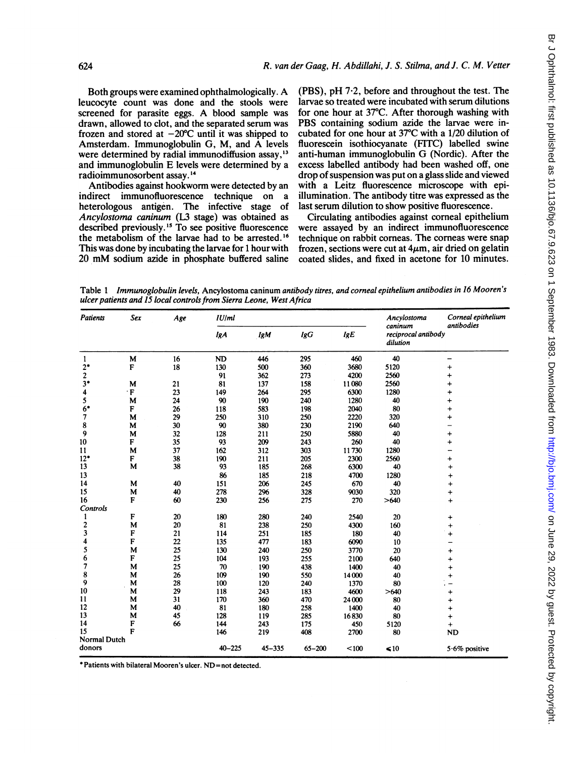Both groups were examined ophthalmologically. A leucocyte count was done and the stools were screened for parasite eggs. A blood sample was drawn, allowed to clot, and the separated serum was frozen and stored at −20°C until it was shipped to Amsterdam. Immunoglobulin G, M, and A levels were determined by radial immunodiffusion assay,[13] and immunoglobulin E levels were determined by a radioimmunosorbent assay.[14]

Antibodies against hookworm were detected by an indirect immunofluorescence technique on a heterologous antigen. The infective stage of *Ancylostoma caninum* (L3 stage) was obtained as described previously.[15] To see positive fluorescence the metabolism of the larvae had to be arrested.[16] This was done by incubating the larvae for 1 hour with 20 mM sodium azide in phosphate buffered saline (PBS), pH 7·2, before and throughout the test. The larvae so treated were incubated with serum dilutions for one hour at 37°C. After thorough washing with PBS containing sodium azide the larvae were incubated for one hour at 37°C with a 1/20 dilution of fluorescein isothiocyanate (FITC) labelled swine anti-human immunoglobulin G (Nordic). After the excess labelled antibody had been washed off, one drop of suspension was put on a glass slide and viewed with a Leitz fluorescence microscope with epi-illumination. The antibody titre was expressed as the last serum dilution to show positive fluorescence.

Circulating antibodies against corneal epithelium were assayed by an indirect immunofluorescence technique on rabbit corneas. The corneas were snap frozen, sections were cut at 4μm, air dried on gelatin coated slides, and fixed in acetone for 10 minutes.

Table 1 *Immunoglobulin levels,* Ancylostoma caninum *antibody titres, and corneal epithelium antibodies in 16 Mooren's ulcer patients and 15 local controls from Sierra Leone, West Africa*

| Patients | Sex | Age | IU/ml | | | | Ancylostoma caninum reciprocal antibody dilution | Corneal epithelium antibodies |
|---|---|---|---|---|---|---|---|---|
| | | | IgA | IgM | IgG | IgE | | |
| 1 | M | 16 | ND | 446 | 295 | 460 | 40 | − |
| 2* | F | 18 | 130 | 500 | 360 | 3680 | 5120 | + |
| 2 | | | 91 | 362 | 273 | 4200 | 2560 | + |
| 3* | M | 21 | 81 | 137 | 158 | 11 080 | 2560 | + |
| 4 | F | 23 | 149 | 264 | 295 | 6300 | 1280 | + |
| 5 | M | 24 | 90 | 190 | 240 | 1280 | 40 | + |
| 6* | F | 26 | 118 | 583 | 198 | 2040 | 80 | + |
| 7 | M | 29 | 250 | 310 | 250 | 2220 | 320 | + |
| 8 | M | 30 | 90 | 380 | 230 | 2190 | 640 | − |
| 9 | M | 32 | 128 | 211 | 250 | 5880 | 40 | + |
| 10 | F | 35 | 93 | 209 | 243 | 260 | 40 | + |
| 11 | M | 37 | 162 | 312 | 303 | 11 730 | 1280 | − |
| 12* | F | 38 | 190 | 211 | 205 | 2300 | 2560 | + |
| 13 | M | 38 | 93 | 185 | 268 | 6300 | 40 | + |
| 13 | | | 86 | 185 | 218 | 4700 | 1280 | + |
| 14 | M | 40 | 151 | 206 | 245 | 670 | 40 | + |
| 15 | M | 40 | 278 | 296 | 328 | 9030 | 320 | + |
| 16 | F | 60 | 230 | 256 | 275 | 270 | >640 | + |
| Controls | | | | | | | | |
| 1 | F | 20 | 180 | 280 | 240 | 2540 | 20 | + |
| 2 | M | 20 | 81 | 238 | 250 | 4300 | 160 | + |
| 3 | F | 21 | 114 | 251 | 185 | 180 | 40 | + |
| 4 | F | 22 | 135 | 477 | 183 | 6090 | 10 | − |
| 5 | M | 25 | 130 | 240 | 250 | 3770 | 20 | + |
| 6 | F | 25 | 104 | 193 | 255 | 2100 | 640 | + |
| 7 | M | 25 | 70 | 190 | 438 | 1400 | 40 | + |
| 8 | M | 26 | 109 | 190 | 550 | 14 000 | 40 | + |
| 9 | M | 28 | 100 | 120 | 240 | 1370 | 80 | − |
| 10 | M | 29 | 118 | 243 | 183 | 4600 | >640 | + |
| 11 | M | 31 | 170 | 360 | 470 | 24 000 | 80 | + |
| 12 | M | 40 | 81 | 180 | 258 | 1400 | 40 | + |
| 13 | M | 45 | 128 | 119 | 285 | 16 830 | 80 | + |
| 14 | F | 66 | 144 | 243 | 175 | 450 | 5120 | + |
| 15 | F | | 146 | 219 | 408 | 2700 | 80 | ND |
| Normal Dutch donors | | | 40–225 | 45–335 | 65–200 | <100 | ≤10 | 5·6% positive |

*Patients with bilateral Mooren's ulcer. ND=not detected.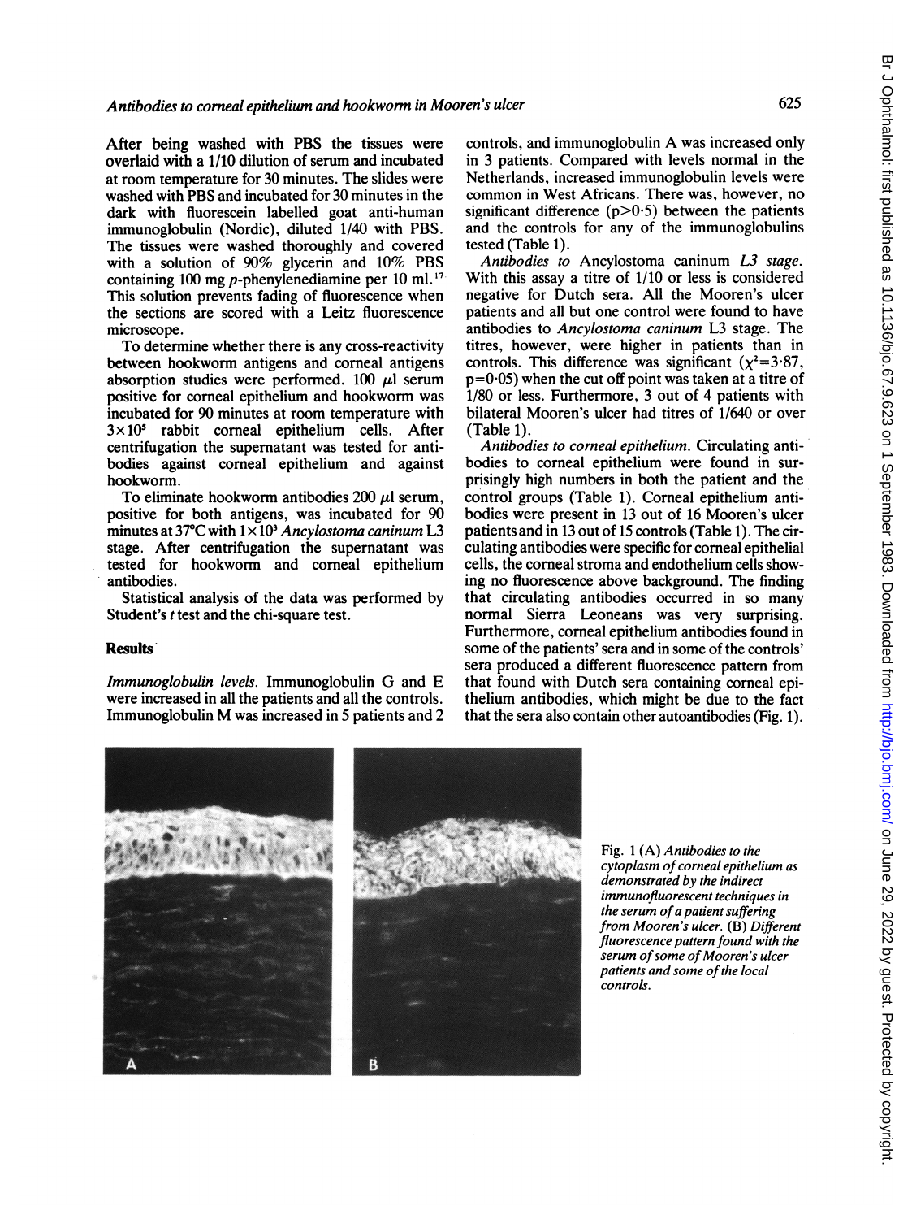After being washed with PBS the tissues were overlaid with a 1/10 dilution of serum and incubated at room temperature for 30 minutes. The slides were washed with PBS and incubated for 30 minutes in the dark with fluorescein labelled goat anti-human immunoglobulin (Nordic), diluted 1/40 with PBS. The tissues were washed thoroughly and covered with a solution of 90% glycerin and 10% PBS containing 100 mg *p*-phenylenediamine per 10 ml.[17] This solution prevents fading of fluorescence when the sections are scored with a Leitz fluorescence microscope.

To determine whether there is any cross-reactivity between hookworm antigens and corneal antigens absorption studies were performed. 100 $\mu$l serum positive for corneal epithelium and hookworm was incubated for 90 minutes at room temperature with $3\times10^5$ rabbit corneal epithelium cells. After centrifugation the supernatant was tested for antibodies against corneal epithelium and against hookworm.

To eliminate hookworm antibodies 200 $\mu$l serum, positive for both antigens, was incubated for 90 minutes at 37°C with $1\times10^3$ *Ancylostoma caninum* L3 stage. After centrifugation the supernatant was tested for hookworm and corneal epithelium antibodies.

Statistical analysis of the data was performed by Student's *t* test and the chi-square test.

## Results

*Immunoglobulin levels.* Immunoglobulin G and E were increased in all the patients and all the controls. Immunoglobulin M was increased in 5 patients and 2 controls, and immunoglobulin A was increased only in 3 patients. Compared with levels normal in the Netherlands, increased immunoglobulin levels were common in West Africans. There was, however, no significant difference ($p>0.5$) between the patients and the controls for any of the immunoglobulins tested (Table 1).

*Antibodies to* Ancylostoma caninum *L3 stage.* With this assay a titre of 1/10 or less is considered negative for Dutch sera. All the Mooren's ulcer patients and all but one control were found to have antibodies to *Ancylostoma caninum* L3 stage. The titres, however, were higher in patients than in controls. This difference was significant ($\chi^2=3.87$, $p=0.05$) when the cut off point was taken at a titre of 1/80 or less. Furthermore, 3 out of 4 patients with bilateral Mooren's ulcer had titres of 1/640 or over (Table 1).

*Antibodies to corneal epithelium.* Circulating antibodies to corneal epithelium were found in surprisingly high numbers in both the patient and the control groups (Table 1). Corneal epithelium antibodies were present in 13 out of 16 Mooren's ulcer patients and in 13 out of 15 controls (Table 1). The circulating antibodies were specific for corneal epithelial cells, the corneal stroma and endothelium cells showing no fluorescence above background. The finding that circulating antibodies occurred in so many normal Sierra Leoneans was very surprising. Furthermore, corneal epithelium antibodies found in some of the patients' sera and in some of the controls' sera produced a different fluorescence pattern from that found with Dutch sera containing corneal epithelium antibodies, which might be due to the fact that the sera also contain other autoantibodies (Fig. 1).

Fig. 1 (A) *Antibodies to the cytoplasm of corneal epithelium as demonstrated by the indirect immunofluorescent techniques in the serum of a patient suffering from Mooren's ulcer.* (B) *Different fluorescence pattern found with the serum of some of Mooren's ulcer patients and some of the local controls.*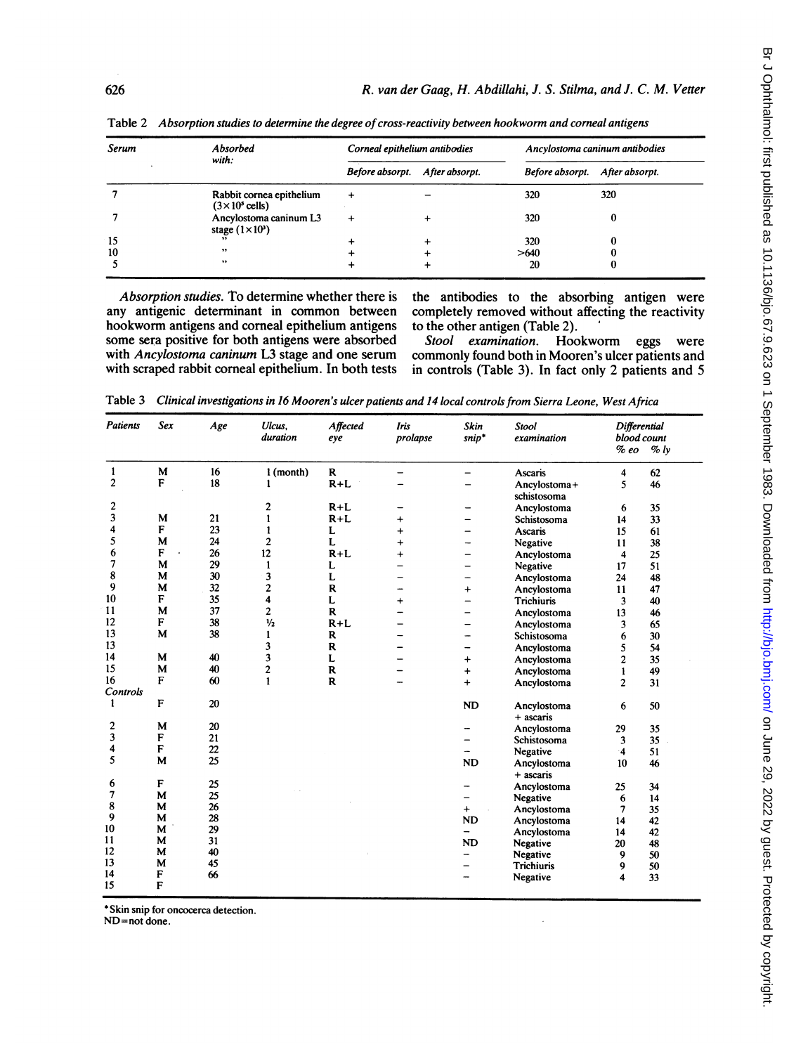Table 2 *Absorption studies to determine the degree of cross-reactivity between hookworm and corneal antigens*

| Serum | Absorbed with: | Corneal epithelium antibodies | | Ancylostoma caninum antibodies | |
|---|---|---|---|---|---|
| | | Before absorpt. | After absorpt. | Before absorpt. | After absorpt. |
| 7 | Rabbit cornea epithelium ($3\times10^5$ cells) | + | − | 320 | 320 |
| 7 | Ancylostoma caninum L3 stage ($1\times10^3$) | + | + | 320 | 0 |
| 15 | " | + | + | 320 | 0 |
| 10 | " | + | + | >640 | 0 |
| 5 | " | + | + | 20 | 0 |

*Absorption studies.* To determine whether there is any antigenic determinant in common between hookworm antigens and corneal epithelium antigens some sera positive for both antigens were absorbed with *Ancylostoma caninum* L3 stage and one serum with scraped rabbit corneal epithelium. In both tests the antibodies to the absorbing antigen were completely removed without affecting the reactivity to the other antigen (Table 2).

*Stool examination.* Hookworm eggs were commonly found both in Mooren's ulcer patients and in controls (Table 3). In fact only 2 patients and 5

Table 3 *Clinical investigations in 16 Mooren's ulcer patients and 14 local controls from Sierra Leone, West Africa*

| Patients | Sex | Age | Ulcus, duration | Affected eye | Iris prolapse | Skin snip* | Stool examination | Differential blood count % eo | % ly |
|---|---|---|---|---|---|---|---|---|---|
| 1 | M | 16 | 1 (month) | R | − | − | Ascaris | 4 | 62 |
| 2 | F | 18 | 1 | R+L | − | − | Ancylostoma+ schistosoma | 5 | 46 |
| 2 | | | 2 | R+L | − | − | Ancylostoma | 6 | 35 |
| 3 | M | 21 | 1 | R+L | + | − | Schistosoma | 14 | 33 |
| 4 | F | 23 | 1 | L | + | − | Ascaris | 15 | 61 |
| 5 | M | 24 | 2 | L | + | − | Negative | 11 | 38 |
| 6 | F | 26 | 12 | R+L | + | − | Ancylostoma | 4 | 25 |
| 7 | M | 29 | 1 | L | − | − | Negative | 17 | 51 |
| 8 | M | 30 | 3 | L | − | − | Ancylostoma | 24 | 48 |
| 9 | M | 32 | 2 | R | − | + | Ancylostoma | 11 | 47 |
| 10 | F | 35 | 4 | L | + | − | Trichiuris | 3 | 40 |
| 11 | M | 37 | 2 | R | − | − | Ancylostoma | 13 | 46 |
| 12 | F | 38 | ½ | R+L | − | − | Ancylostoma | 3 | 65 |
| 13 | M | 38 | 1 | R | − | − | Schistosoma | 6 | 30 |
| 13 | | | 3 | R | − | − | Ancylostoma | 5 | 54 |
| 14 | M | 40 | 3 | L | − | + | Ancylostoma | 2 | 35 |
| 15 | M | 40 | 2 | R | − | + | Ancylostoma | 1 | 49 |
| 16 | F | 60 | 1 | R | − | + | Ancylostoma | 2 | 31 |
| Controls | | | | | | | | | |
| 1 | F | 20 | | | | ND | Ancylostoma + ascaris | 6 | 50 |
| 2 | M | 20 | | | | − | Ancylostoma | 29 | 35 |
| 3 | F | 21 | | | | − | Schistosoma | 3 | 35 |
| 4 | F | 22 | | | | − | Negative | 4 | 51 |
| 5 | M | 25 | | | | ND | Ancylostoma + ascaris | 10 | 46 |
| 6 | F | 25 | | | | − | Ancylostoma | 25 | 34 |
| 7 | M | 25 | | | | − | Negative | 6 | 14 |
| 8 | M | 26 | | | | + | Ancylostoma | 7 | 35 |
| 9 | M | 28 | | | | ND | Ancylostoma | 14 | 42 |
| 10 | M | 29 | | | | − | Ancylostoma | 14 | 42 |
| 11 | M | 31 | | | | ND | Negative | 20 | 48 |
| 12 | M | 40 | | | | − | Negative | 9 | 50 |
| 13 | M | 45 | | | | − | Trichiuris | 9 | 50 |
| 14 | F | 66 | | | | − | Negative | 4 | 33 |
| 15 | F | | | | | | | | |

*Skin snip for oncocerca detection.
ND=not done.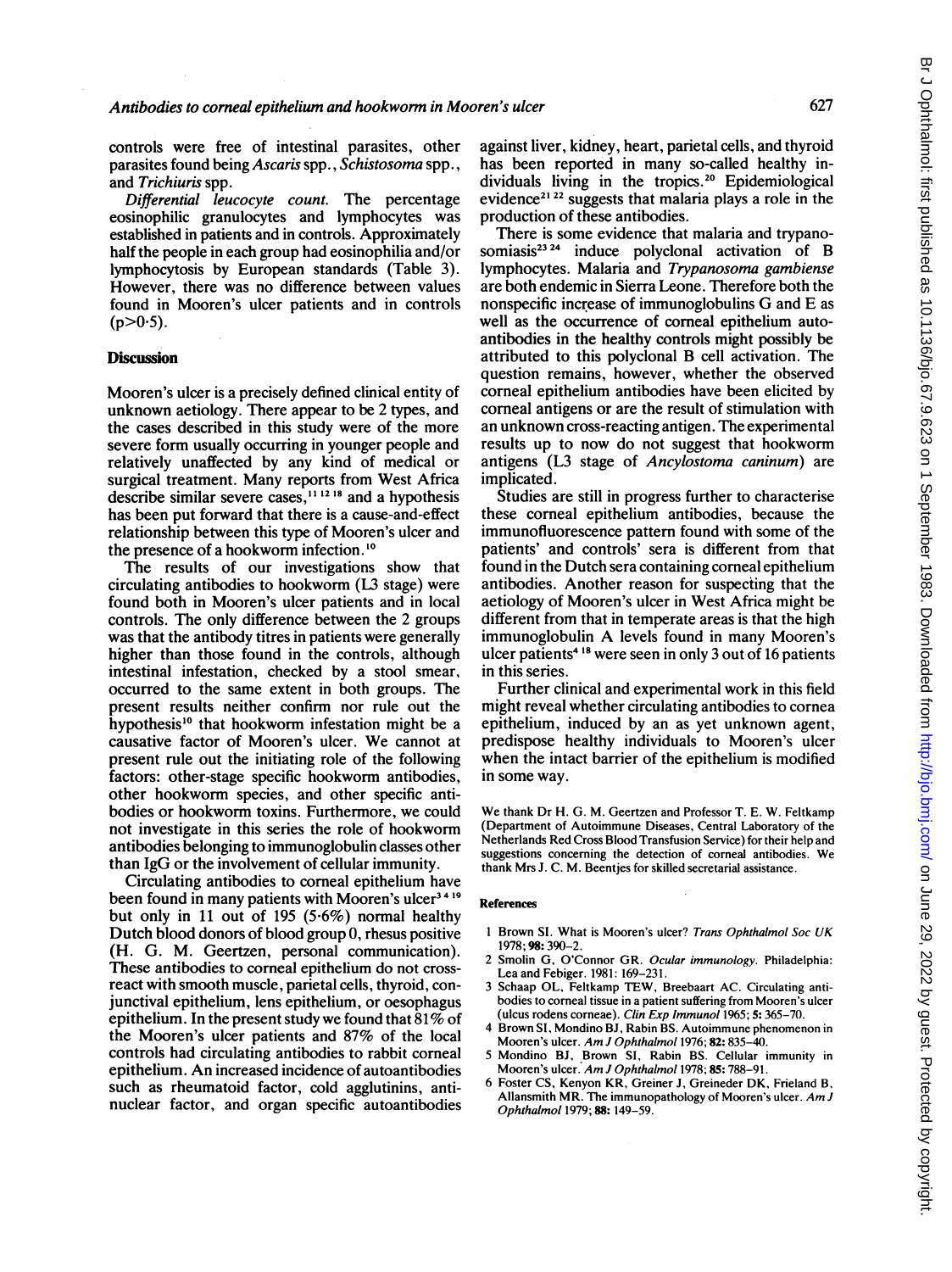controls were free of intestinal parasites, other parasites found being *Ascaris* spp., *Schistosoma* spp., and *Trichiuris* spp.

*Differential leucocyte count.* The percentage eosinophilic granulocytes and lymphocytes was established in patients and in controls. Approximately half the people in each group had eosinophilia and/or lymphocytosis by European standards (Table 3). However, there was no difference between values found in Mooren's ulcer patients and in controls ($p>0.5$).

## Discussion

Mooren's ulcer is a precisely defined clinical entity of unknown aetiology. There appear to be 2 types, and the cases described in this study were of the more severe form usually occurring in younger people and relatively unaffected by any kind of medical or surgical treatment. Many reports from West Africa describe similar severe cases,[11 12 18] and a hypothesis has been put forward that there is a cause-and-effect relationship between this type of Mooren's ulcer and the presence of a hookworm infection.[10]

The results of our investigations show that circulating antibodies to hookworm (L3 stage) were found both in Mooren's ulcer patients and in local controls. The only difference between the 2 groups was that the antibody titres in patients were generally higher than those found in the controls, although intestinal infestation, checked by a stool smear, occurred to the same extent in both groups. The present results neither confirm nor rule out the hypothesis[10] that hookworm infestation might be a causative factor of Mooren's ulcer. We cannot at present rule out the initiating role of the following factors: other-stage specific hookworm antibodies, other hookworm species, and other specific antibodies or hookworm toxins. Furthermore, we could not investigate in this series the role of hookworm antibodies belonging to immunoglobulin classes other than IgG or the involvement of cellular immunity.

Circulating antibodies to corneal epithelium have been found in many patients with Mooren's ulcer[3 4 19] but only in 11 out of 195 (5·6%) normal healthy Dutch blood donors of blood group 0, rhesus positive (H. G. M. Geertzen, personal communication). These antibodies to corneal epithelium do not cross-react with smooth muscle, parietal cells, thyroid, conjunctival epithelium, lens epithelium, or oesophagus epithelium. In the present study we found that 81% of the Mooren's ulcer patients and 87% of the local controls had circulating antibodies to rabbit corneal epithelium. An increased incidence of autoantibodies such as rheumatoid factor, cold agglutinins, antinuclear factor, and organ specific autoantibodies against liver, kidney, heart, parietal cells, and thyroid has been reported in many so-called healthy individuals living in the tropics.[20] Epidemiological evidence[21 22] suggests that malaria plays a role in the production of these antibodies.

There is some evidence that malaria and trypanosomiasis[23 24] induce polyclonal activation of B lymphocytes. Malaria and *Trypanosoma gambiense* are both endemic in Sierra Leone. Therefore both the nonspecific increase of immunoglobulins G and E as well as the occurrence of corneal epithelium autoantibodies in the healthy controls might possibly be attributed to this polyclonal B cell activation. The question remains, however, whether the observed corneal epithelium antibodies have been elicited by corneal antigens or are the result of stimulation with an unknown cross-reacting antigen. The experimental results up to now do not suggest that hookworm antigens (L3 stage of *Ancylostoma caninum*) are implicated.

Studies are still in progress further to characterise these corneal epithelium antibodies, because the immunofluorescence pattern found with some of the patients' and controls' sera is different from that found in the Dutch sera containing corneal epithelium antibodies. Another reason for suspecting that the aetiology of Mooren's ulcer in West Africa might be different from that in temperate areas is that the high immunoglobulin A levels found in many Mooren's ulcer patients[4 18] were seen in only 3 out of 16 patients in this series.

Further clinical and experimental work in this field might reveal whether circulating antibodies to cornea epithelium, induced by an as yet unknown agent, predispose healthy individuals to Mooren's ulcer when the intact barrier of the epithelium is modified in some way.

We thank Dr H. G. M. Geertzen and Professor T. E. W. Feltkamp (Department of Autoimmune Diseases, Central Laboratory of the Netherlands Red Cross Blood Transfusion Service) for their help and suggestions concerning the detection of corneal antibodies. We thank Mrs J. C. M. Beentjes for skilled secretarial assistance.

## References

1 Brown SI. What is Mooren's ulcer? *Trans Ophthalmol Soc UK* 1978; **98:** 390–2.
2 Smolin G, O'Connor GR. *Ocular immunology*. Philadelphia: Lea and Febiger. 1981: 169–231.
3 Schaap OL, Feltkamp TEW, Breebaart AC. Circulating antibodies to corneal tissue in a patient suffering from Mooren's ulcer (ulcus rodens corneae). *Clin Exp Immunol* 1965; **5:** 365–70.
4 Brown SI, Mondino BJ, Rabin BS. Autoimmune phenomenon in Mooren's ulcer. *Am J Ophthalmol* 1976; **82:** 835–40.
5 Mondino BJ, Brown SI, Rabin BS. Cellular immunity in Mooren's ulcer. *Am J Ophthalmol* 1978; **85:** 788–91.
6 Foster CS, Kenyon KR, Greiner J, Greineder DK, Frieland B, Allansmith MR. The immunopathology of Mooren's ulcer. *Am J Ophthalmol* 1979; **88:** 149–59.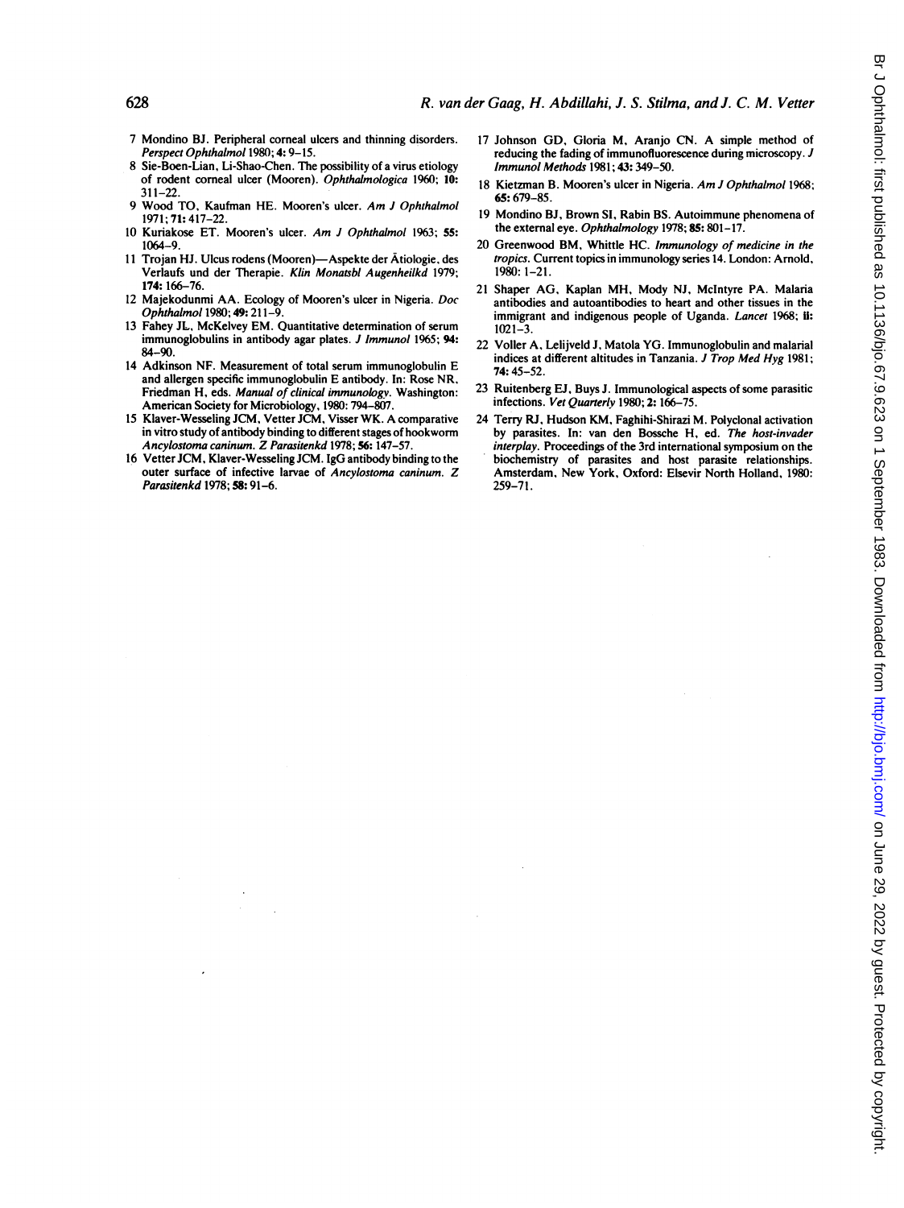7 Mondino BJ. Peripheral corneal ulcers and thinning disorders. *Perspect Ophthalmol* 1980; **4:** 9–15.

8 Sie-Boen-Lian, Li-Shao-Chen. The possibility of a virus etiology of rodent corneal ulcer (Mooren). *Ophthalmologica* 1960; **10:** 311–22.

9 Wood TO, Kaufman HE. Mooren's ulcer. *Am J Ophthalmol* 1971; **71:** 417–22.

10 Kuriakose ET. Mooren's ulcer. *Am J Ophthalmol* 1963; **55:** 1064–9.

11 Trojan HJ. Ulcus rodens (Mooren)—Aspekte der Ätiologie, des Verlaufs und der Therapie. *Klin Monatsbl Augenheilkd* 1979; **174:** 166–76.

12 Majekodunmi AA. Ecology of Mooren's ulcer in Nigeria. *Doc Ophthalmol* 1980; **49:** 211–9.

13 Fahey JL, McKelvey EM. Quantitative determination of serum immunoglobulins in antibody agar plates. *J Immunol* 1965; **94:** 84–90.

14 Adkinson NF. Measurement of total serum immunoglobulin E and allergen specific immunoglobulin E antibody. In: Rose NR, Friedman H, eds. *Manual of clinical immunology*. Washington: American Society for Microbiology, 1980: 794–807.

15 Klaver-Wesseling JCM, Vetter JCM, Visser WK. A comparative in vitro study of antibody binding to different stages of hookworm *Ancylostoma caninum*. *Z Parasitenkd* 1978; **56:** 147–57.

16 Vetter JCM, Klaver-Wesseling JCM. IgG antibody binding to the outer surface of infective larvae of *Ancylostoma caninum*. *Z Parasitenkd* 1978; **58:** 91–6.

17 Johnson GD, Gloria M, Aranjo CN. A simple method of reducing the fading of immunofluorescence during microscopy. *J Immunol Methods* 1981; **43:** 349–50.

18 Kietzman B. Mooren's ulcer in Nigeria. *Am J Ophthalmol* 1968; **65:** 679–85.

19 Mondino BJ, Brown SI, Rabin BS. Autoimmune phenomena of the external eye. *Ophthalmology* 1978; **85:** 801–17.

20 Greenwood BM, Whittle HC. *Immunology of medicine in the tropics*. Current topics in immunology series 14. London: Arnold, 1980: 1–21.

21 Shaper AG, Kaplan MH, Mody NJ, McIntyre PA. Malaria antibodies and autoantibodies to heart and other tissues in the immigrant and indigenous people of Uganda. *Lancet* 1968; **ii:** 1021–3.

22 Voller A, Lelijveld J, Matola YG. Immunoglobulin and malarial indices at different altitudes in Tanzania. *J Trop Med Hyg* 1981; **74:** 45–52.

23 Ruitenberg EJ, Buys J. Immunological aspects of some parasitic infections. *Vet Quarterly* 1980; **2:** 166–75.

24 Terry RJ, Hudson KM, Faghihi-Shirazi M. Polyclonal activation by parasites. In: van den Bossche H, ed. *The host-invader interplay*. Proceedings of the 3rd international symposium on the biochemistry of parasites and host parasite relationships. Amsterdam, New York, Oxford: Elsevir North Holland, 1980: 259–71.